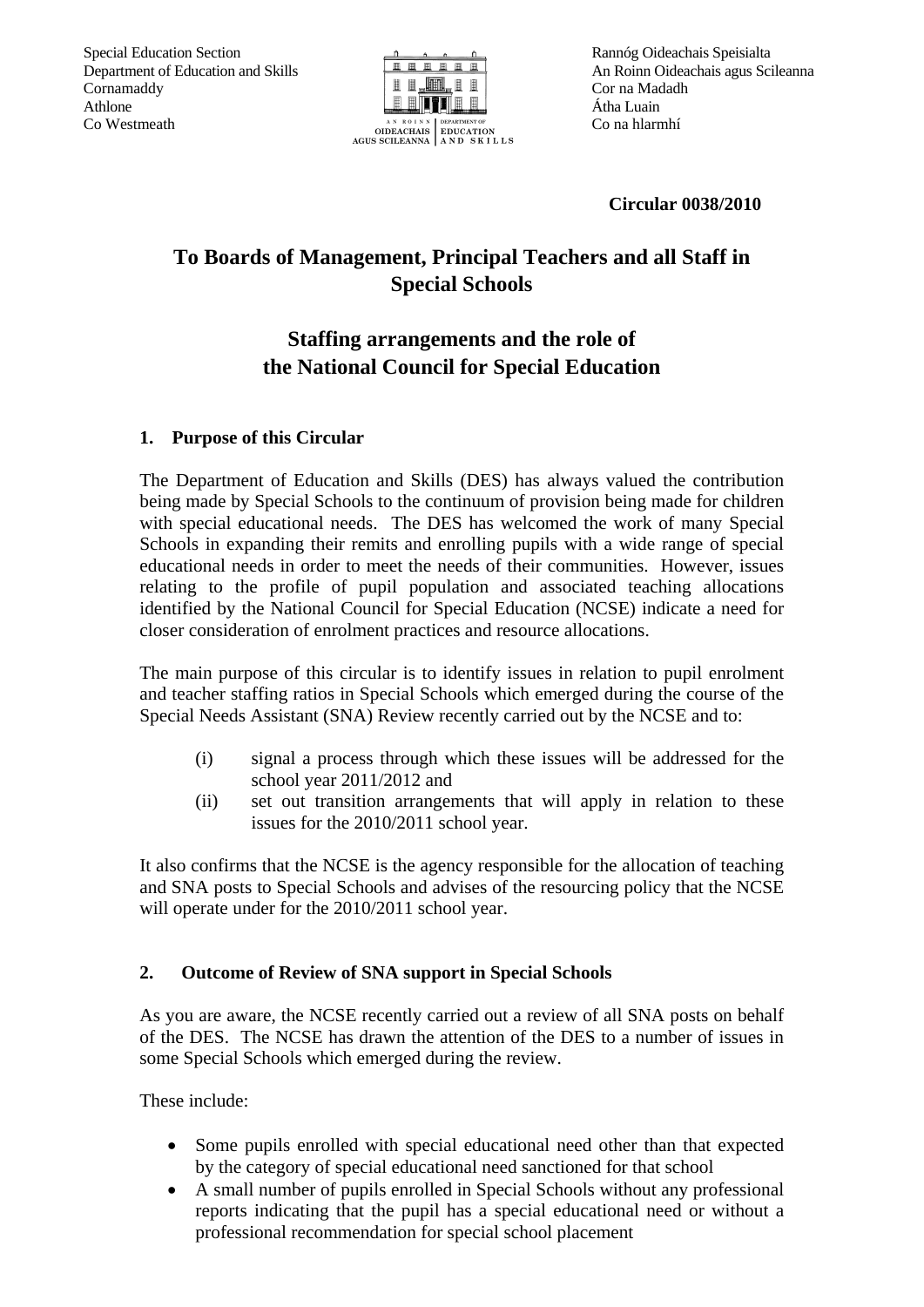Special Education Section
Department of Education and Skills
Cornamaddy
Athlone
Co Westmeath

Rannóg Oideachais Speisialta
An Roinn Oideachais agus Scileanna
Cor na Madadh
Átha Luain
Co na hIarmhí

**Circular 0038/2010**

# To Boards of Management, Principal Teachers and all Staff in Special Schools

# Staffing arrangements and the role of the National Council for Special Education

## 1. Purpose of this Circular

The Department of Education and Skills (DES) has always valued the contribution being made by Special Schools to the continuum of provision being made for children with special educational needs. The DES has welcomed the work of many Special Schools in expanding their remits and enrolling pupils with a wide range of special educational needs in order to meet the needs of their communities. However, issues relating to the profile of pupil population and associated teaching allocations identified by the National Council for Special Education (NCSE) indicate a need for closer consideration of enrolment practices and resource allocations.

The main purpose of this circular is to identify issues in relation to pupil enrolment and teacher staffing ratios in Special Schools which emerged during the course of the Special Needs Assistant (SNA) Review recently carried out by the NCSE and to:

(i) signal a process through which these issues will be addressed for the school year 2011/2012 and
(ii) set out transition arrangements that will apply in relation to these issues for the 2010/2011 school year.

It also confirms that the NCSE is the agency responsible for the allocation of teaching and SNA posts to Special Schools and advises of the resourcing policy that the NCSE will operate under for the 2010/2011 school year.

## 2. Outcome of Review of SNA support in Special Schools

As you are aware, the NCSE recently carried out a review of all SNA posts on behalf of the DES. The NCSE has drawn the attention of the DES to a number of issues in some Special Schools which emerged during the review.

These include:

- Some pupils enrolled with special educational need other than that expected by the category of special educational need sanctioned for that school
- A small number of pupils enrolled in Special Schools without any professional reports indicating that the pupil has a special educational need or without a professional recommendation for special school placement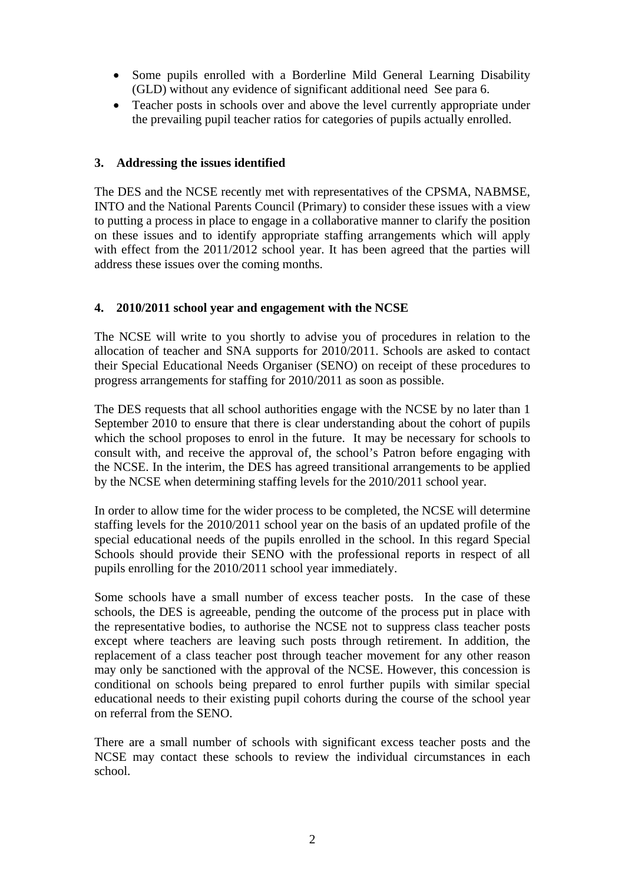- Some pupils enrolled with a Borderline Mild General Learning Disability (GLD) without any evidence of significant additional need See para 6.
- Teacher posts in schools over and above the level currently appropriate under the prevailing pupil teacher ratios for categories of pupils actually enrolled.

## 3. Addressing the issues identified

The DES and the NCSE recently met with representatives of the CPSMA, NABMSE, INTO and the National Parents Council (Primary) to consider these issues with a view to putting a process in place to engage in a collaborative manner to clarify the position on these issues and to identify appropriate staffing arrangements which will apply with effect from the 2011/2012 school year. It has been agreed that the parties will address these issues over the coming months.

## 4. 2010/2011 school year and engagement with the NCSE

The NCSE will write to you shortly to advise you of procedures in relation to the allocation of teacher and SNA supports for 2010/2011. Schools are asked to contact their Special Educational Needs Organiser (SENO) on receipt of these procedures to progress arrangements for staffing for 2010/2011 as soon as possible.

The DES requests that all school authorities engage with the NCSE by no later than 1 September 2010 to ensure that there is clear understanding about the cohort of pupils which the school proposes to enrol in the future. It may be necessary for schools to consult with, and receive the approval of, the school's Patron before engaging with the NCSE. In the interim, the DES has agreed transitional arrangements to be applied by the NCSE when determining staffing levels for the 2010/2011 school year.

In order to allow time for the wider process to be completed, the NCSE will determine staffing levels for the 2010/2011 school year on the basis of an updated profile of the special educational needs of the pupils enrolled in the school. In this regard Special Schools should provide their SENO with the professional reports in respect of all pupils enrolling for the 2010/2011 school year immediately.

Some schools have a small number of excess teacher posts. In the case of these schools, the DES is agreeable, pending the outcome of the process put in place with the representative bodies, to authorise the NCSE not to suppress class teacher posts except where teachers are leaving such posts through retirement. In addition, the replacement of a class teacher post through teacher movement for any other reason may only be sanctioned with the approval of the NCSE. However, this concession is conditional on schools being prepared to enrol further pupils with similar special educational needs to their existing pupil cohorts during the course of the school year on referral from the SENO.

There are a small number of schools with significant excess teacher posts and the NCSE may contact these schools to review the individual circumstances in each school.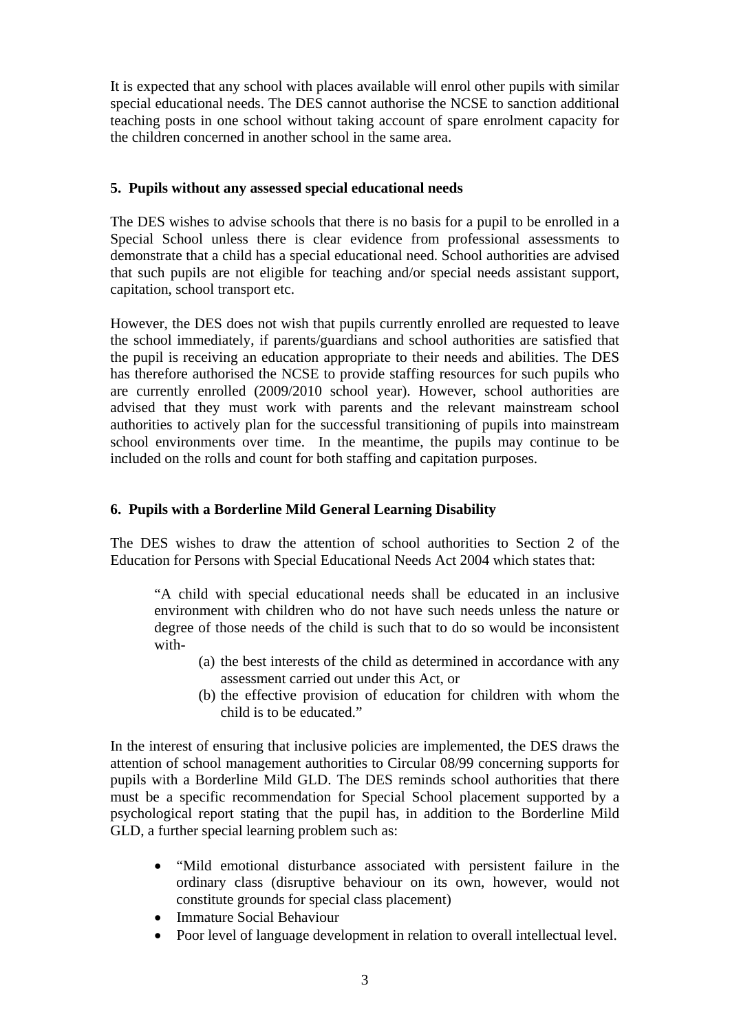It is expected that any school with places available will enrol other pupils with similar special educational needs. The DES cannot authorise the NCSE to sanction additional teaching posts in one school without taking account of spare enrolment capacity for the children concerned in another school in the same area.

**5. Pupils without any assessed special educational needs**

The DES wishes to advise schools that there is no basis for a pupil to be enrolled in a Special School unless there is clear evidence from professional assessments to demonstrate that a child has a special educational need. School authorities are advised that such pupils are not eligible for teaching and/or special needs assistant support, capitation, school transport etc.

However, the DES does not wish that pupils currently enrolled are requested to leave the school immediately, if parents/guardians and school authorities are satisfied that the pupil is receiving an education appropriate to their needs and abilities. The DES has therefore authorised the NCSE to provide staffing resources for such pupils who are currently enrolled (2009/2010 school year). However, school authorities are advised that they must work with parents and the relevant mainstream school authorities to actively plan for the successful transitioning of pupils into mainstream school environments over time. In the meantime, the pupils may continue to be included on the rolls and count for both staffing and capitation purposes.

**6. Pupils with a Borderline Mild General Learning Disability**

The DES wishes to draw the attention of school authorities to Section 2 of the Education for Persons with Special Educational Needs Act 2004 which states that:

> "A child with special educational needs shall be educated in an inclusive environment with children who do not have such needs unless the nature or degree of those needs of the child is such that to do so would be inconsistent with-
>
> (a) the best interests of the child as determined in accordance with any assessment carried out under this Act, or
>
> (b) the effective provision of education for children with whom the child is to be educated."

In the interest of ensuring that inclusive policies are implemented, the DES draws the attention of school management authorities to Circular 08/99 concerning supports for pupils with a Borderline Mild GLD. The DES reminds school authorities that there must be a specific recommendation for Special School placement supported by a psychological report stating that the pupil has, in addition to the Borderline Mild GLD, a further special learning problem such as:

- "Mild emotional disturbance associated with persistent failure in the ordinary class (disruptive behaviour on its own, however, would not constitute grounds for special class placement)
- Immature Social Behaviour
- Poor level of language development in relation to overall intellectual level.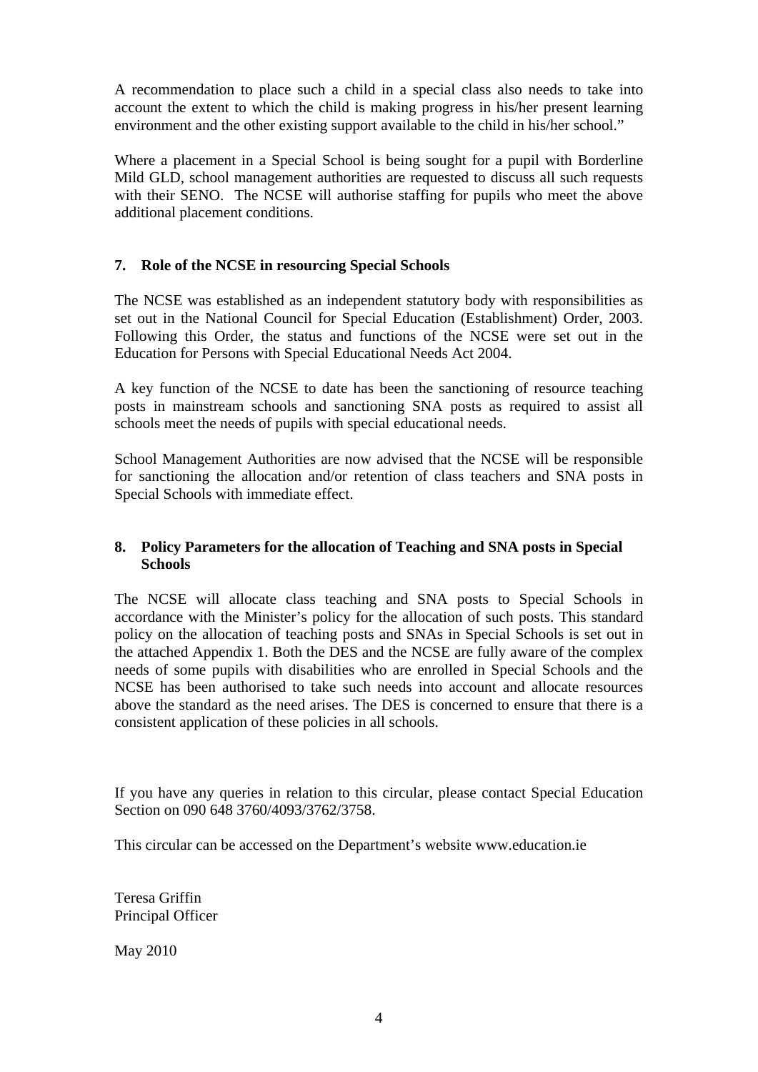A recommendation to place such a child in a special class also needs to take into account the extent to which the child is making progress in his/her present learning environment and the other existing support available to the child in his/her school."

Where a placement in a Special School is being sought for a pupil with Borderline Mild GLD, school management authorities are requested to discuss all such requests with their SENO. The NCSE will authorise staffing for pupils who meet the above additional placement conditions.

## 7. Role of the NCSE in resourcing Special Schools

The NCSE was established as an independent statutory body with responsibilities as set out in the National Council for Special Education (Establishment) Order, 2003. Following this Order, the status and functions of the NCSE were set out in the Education for Persons with Special Educational Needs Act 2004.

A key function of the NCSE to date has been the sanctioning of resource teaching posts in mainstream schools and sanctioning SNA posts as required to assist all schools meet the needs of pupils with special educational needs.

School Management Authorities are now advised that the NCSE will be responsible for sanctioning the allocation and/or retention of class teachers and SNA posts in Special Schools with immediate effect.

## 8. Policy Parameters for the allocation of Teaching and SNA posts in Special Schools

The NCSE will allocate class teaching and SNA posts to Special Schools in accordance with the Minister's policy for the allocation of such posts. This standard policy on the allocation of teaching posts and SNAs in Special Schools is set out in the attached Appendix 1. Both the DES and the NCSE are fully aware of the complex needs of some pupils with disabilities who are enrolled in Special Schools and the NCSE has been authorised to take such needs into account and allocate resources above the standard as the need arises. The DES is concerned to ensure that there is a consistent application of these policies in all schools.

If you have any queries in relation to this circular, please contact Special Education Section on 090 648 3760/4093/3762/3758.

This circular can be accessed on the Department's website www.education.ie

Teresa Griffin
Principal Officer

May 2010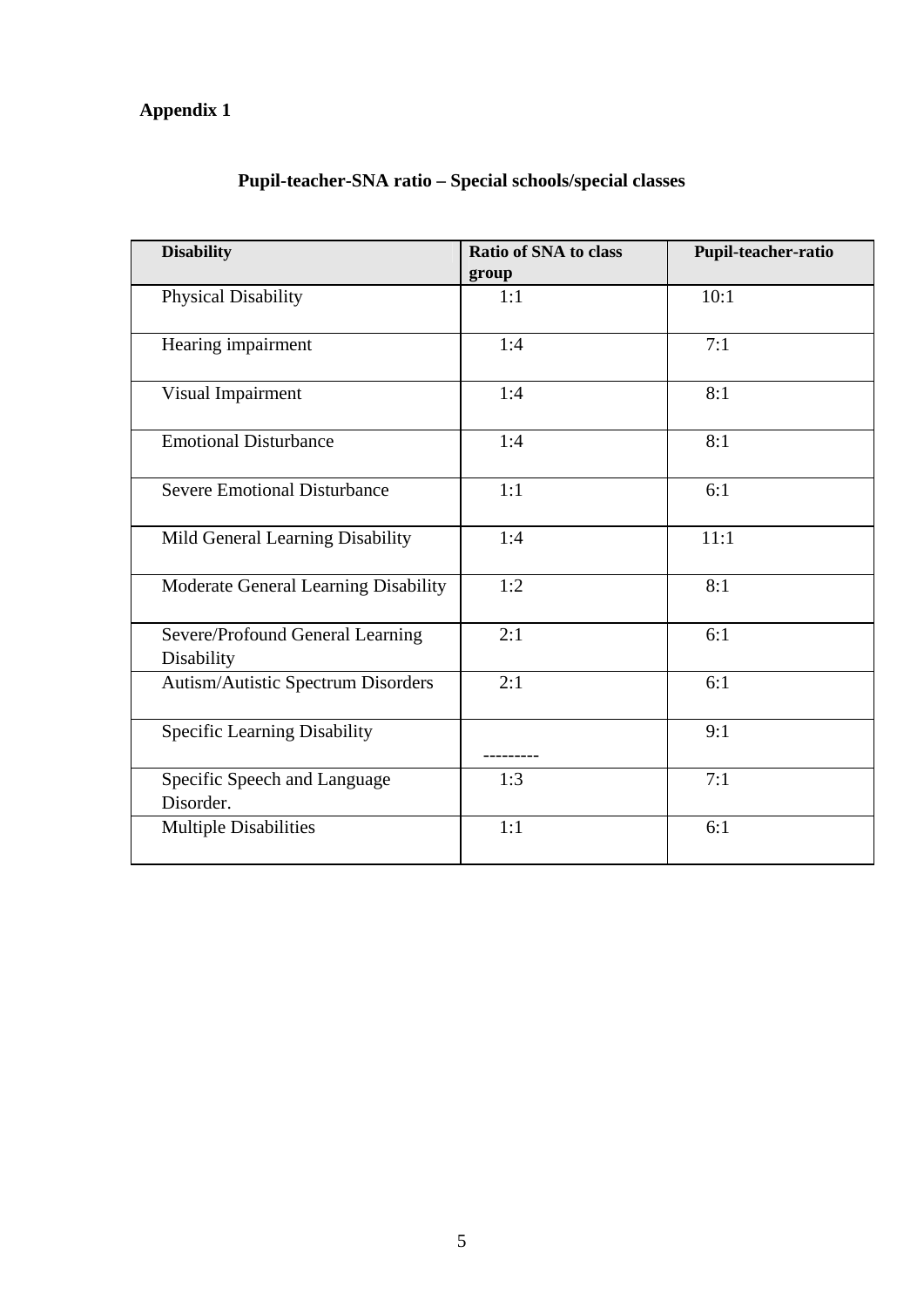**Appendix 1**

## Pupil-teacher-SNA ratio – Special schools/special classes

| Disability | Ratio of SNA to class group | Pupil-teacher-ratio |
|---|---|---|
| Physical Disability | 1:1 | 10:1 |
| Hearing impairment | 1:4 | 7:1 |
| Visual Impairment | 1:4 | 8:1 |
| Emotional Disturbance | 1:4 | 8:1 |
| Severe Emotional Disturbance | 1:1 | 6:1 |
| Mild General Learning Disability | 1:4 | 11:1 |
| Moderate General Learning Disability | 1:2 | 8:1 |
| Severe/Profound General Learning Disability | 2:1 | 6:1 |
| Autism/Autistic Spectrum Disorders | 2:1 | 6:1 |
| Specific Learning Disability | --------- | 9:1 |
| Specific Speech and Language Disorder. | 1:3 | 7:1 |
| Multiple Disabilities | 1:1 | 6:1 |